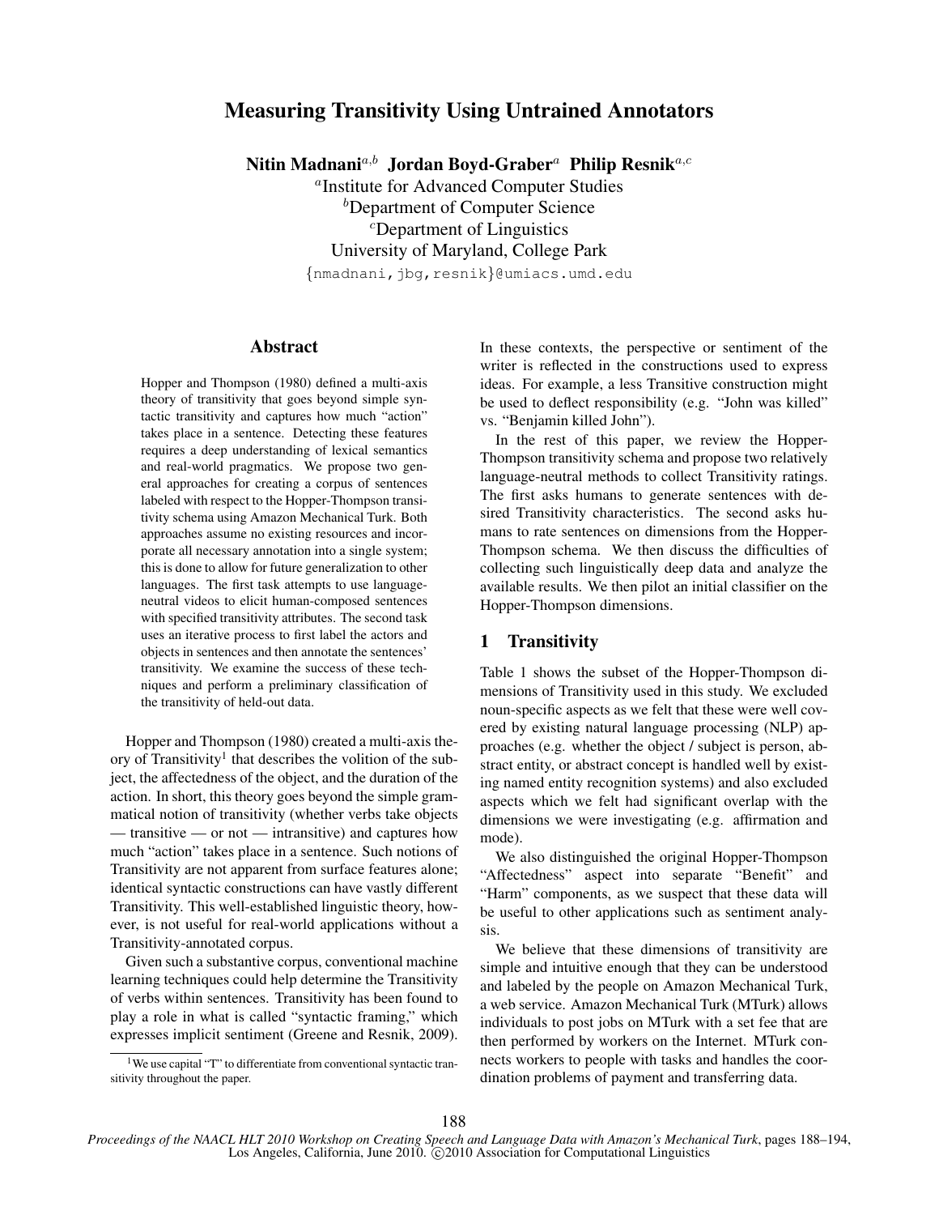# Measuring Transitivity Using Untrained Annotators

**Nitin Madnani**[a,b] **Jordan Boyd-Graber**[a] **Philip Resnik**[a,c]

[a]Institute for Advanced Computer Studies
[b]Department of Computer Science
[c]Department of Linguistics
University of Maryland, College Park
{nmadnani,jbg,resnik}@umiacs.umd.edu

## Abstract

Hopper and Thompson (1980) defined a multi-axis theory of transitivity that goes beyond simple syntactic transitivity and captures how much "action" takes place in a sentence. Detecting these features requires a deep understanding of lexical semantics and real-world pragmatics. We propose two general approaches for creating a corpus of sentences labeled with respect to the Hopper-Thompson transitivity schema using Amazon Mechanical Turk. Both approaches assume no existing resources and incorporate all necessary annotation into a single system; this is done to allow for future generalization to other languages. The first task attempts to use language-neutral videos to elicit human-composed sentences with specified transitivity attributes. The second task uses an iterative process to first label the actors and objects in sentences and then annotate the sentences' transitivity. We examine the success of these techniques and perform a preliminary classification of the transitivity of held-out data.

Hopper and Thompson (1980) created a multi-axis theory of Transitivity[1] that describes the volition of the subject, the affectedness of the object, and the duration of the action. In short, this theory goes beyond the simple grammatical notion of transitivity (whether verbs take objects — transitive — or not — intransitive) and captures how much "action" takes place in a sentence. Such notions of Transitivity are not apparent from surface features alone; identical syntactic constructions can have vastly different Transitivity. This well-established linguistic theory, however, is not useful for real-world applications without a Transitivity-annotated corpus.

Given such a substantive corpus, conventional machine learning techniques could help determine the Transitivity of verbs within sentences. Transitivity has been found to play a role in what is called "syntactic framing," which expresses implicit sentiment (Greene and Resnik, 2009). In these contexts, the perspective or sentiment of the writer is reflected in the constructions used to express ideas. For example, a less Transitive construction might be used to deflect responsibility (e.g. "John was killed" vs. "Benjamin killed John").

[1]We use capital "T" to differentiate from conventional syntactic transitivity throughout the paper.

In the rest of this paper, we review the Hopper-Thompson transitivity schema and propose two relatively language-neutral methods to collect Transitivity ratings. The first asks humans to generate sentences with desired Transitivity characteristics. The second asks humans to rate sentences on dimensions from the Hopper-Thompson schema. We then discuss the difficulties of collecting such linguistically deep data and analyze the available results. We then pilot an initial classifier on the Hopper-Thompson dimensions.

## 1 Transitivity

Table 1 shows the subset of the Hopper-Thompson dimensions of Transitivity used in this study. We excluded noun-specific aspects as we felt that these were well covered by existing natural language processing (NLP) approaches (e.g. whether the object / subject is person, abstract entity, or abstract concept is handled well by existing named entity recognition systems) and also excluded aspects which we felt had significant overlap with the dimensions we were investigating (e.g. affirmation and mode).

We also distinguished the original Hopper-Thompson "Affectedness" aspect into separate "Benefit" and "Harm" components, as we suspect that these data will be useful to other applications such as sentiment analysis.

We believe that these dimensions of transitivity are simple and intuitive enough that they can be understood and labeled by the people on Amazon Mechanical Turk, a web service. Amazon Mechanical Turk (MTurk) allows individuals to post jobs on MTurk with a set fee that are then performed by workers on the Internet. MTurk connects workers to people with tasks and handles the coordination problems of payment and transferring data.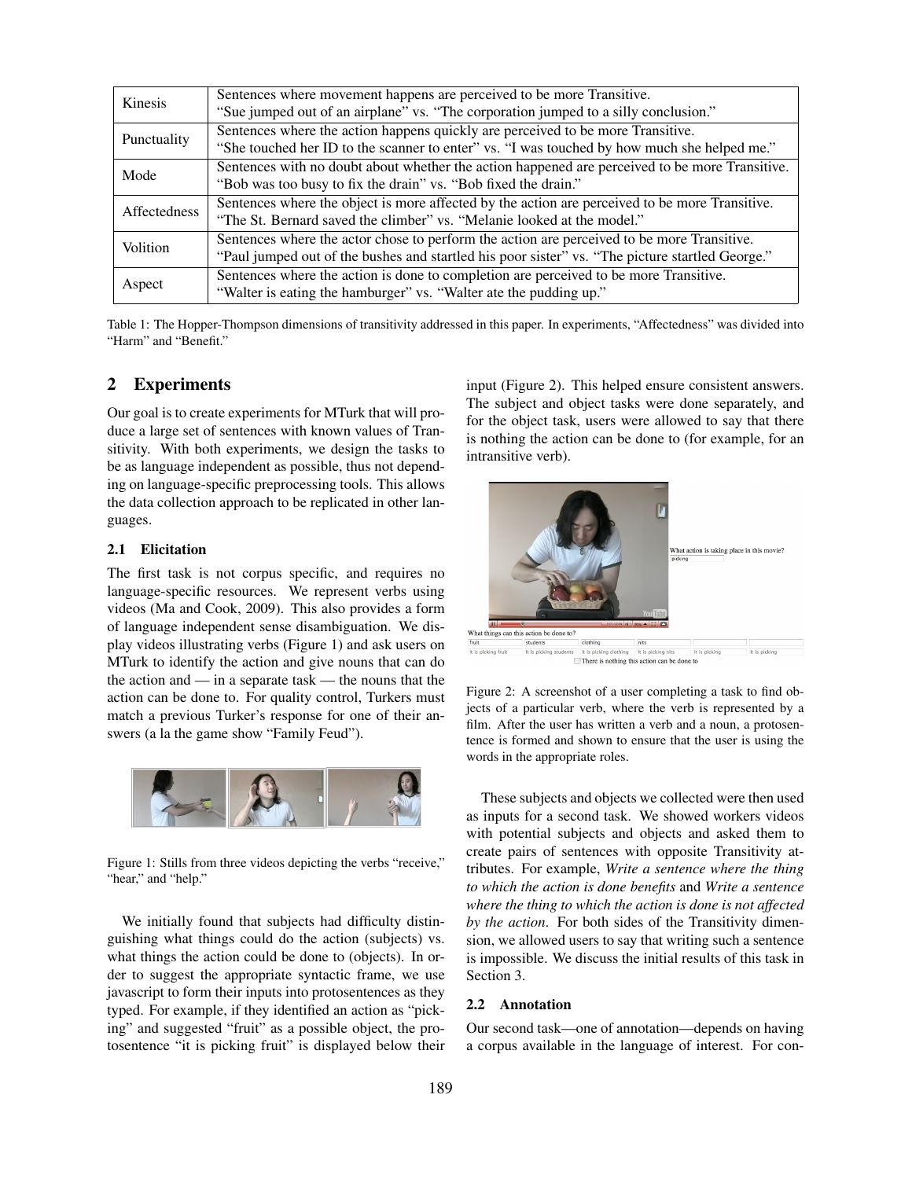| | |
|---|---|
| Kinesis | Sentences where movement happens are perceived to be more Transitive. “Sue jumped out of an airplane” vs. “The corporation jumped to a silly conclusion.” |
| Punctuality | Sentences where the action happens quickly are perceived to be more Transitive. “She touched her ID to the scanner to enter” vs. “I was touched by how much she helped me.” |
| Mode | Sentences with no doubt about whether the action happened are perceived to be more Transitive. “Bob was too busy to fix the drain” vs. “Bob fixed the drain.” |
| Affectedness | Sentences where the object is more affected by the action are perceived to be more Transitive. “The St. Bernard saved the climber” vs. “Melanie looked at the model.” |
| Volition | Sentences where the actor chose to perform the action are perceived to be more Transitive. “Paul jumped out of the bushes and startled his poor sister” vs. “The picture startled George.” |
| Aspect | Sentences where the action is done to completion are perceived to be more Transitive. “Walter is eating the hamburger” vs. “Walter ate the pudding up.” |

Table 1: The Hopper-Thompson dimensions of transitivity addressed in this paper. In experiments, “Affectedness” was divided into “Harm” and “Benefit.”

## 2 Experiments

Our goal is to create experiments for MTurk that will produce a large set of sentences with known values of Transitivity. With both experiments, we design the tasks to be as language independent as possible, thus not depending on language-specific preprocessing tools. This allows the data collection approach to be replicated in other languages.

### 2.1 Elicitation

The first task is not corpus specific, and requires no language-specific resources. We represent verbs using videos (Ma and Cook, 2009). This also provides a form of language independent sense disambiguation. We display videos illustrating verbs (Figure 1) and ask users on MTurk to identify the action and give nouns that can do the action and — in a separate task — the nouns that the action can be done to. For quality control, Turkers must match a previous Turker's response for one of their answers (a la the game show “Family Feud”).

Figure 1: Stills from three videos depicting the verbs “receive,” “hear,” and “help.”

We initially found that subjects had difficulty distinguishing what things could do the action (subjects) vs. what things the action could be done to (objects). In order to suggest the appropriate syntactic frame, we use javascript to form their inputs into protosentences as they typed. For example, if they identified an action as “picking” and suggested “fruit” as a possible object, the protosentence “it is picking fruit” is displayed below their input (Figure 2). This helped ensure consistent answers. The subject and object tasks were done separately, and for the object task, users were allowed to say that there is nothing the action can be done to (for example, for an intransitive verb).

Figure 2: A screenshot of a user completing a task to find objects of a particular verb, where the verb is represented by a film. After the user has written a verb and a noun, a protosentence is formed and shown to ensure that the user is using the words in the appropriate roles.

These subjects and objects we collected were then used as inputs for a second task. We showed workers videos with potential subjects and objects and asked them to create pairs of sentences with opposite Transitivity attributes. For example, *Write a sentence where the thing to which the action is done benefits* and *Write a sentence where the thing to which the action is done is not affected by the action*. For both sides of the Transitivity dimension, we allowed users to say that writing such a sentence is impossible. We discuss the initial results of this task in Section 3.

### 2.2 Annotation

Our second task—one of annotation—depends on having a corpus available in the language of interest. For con-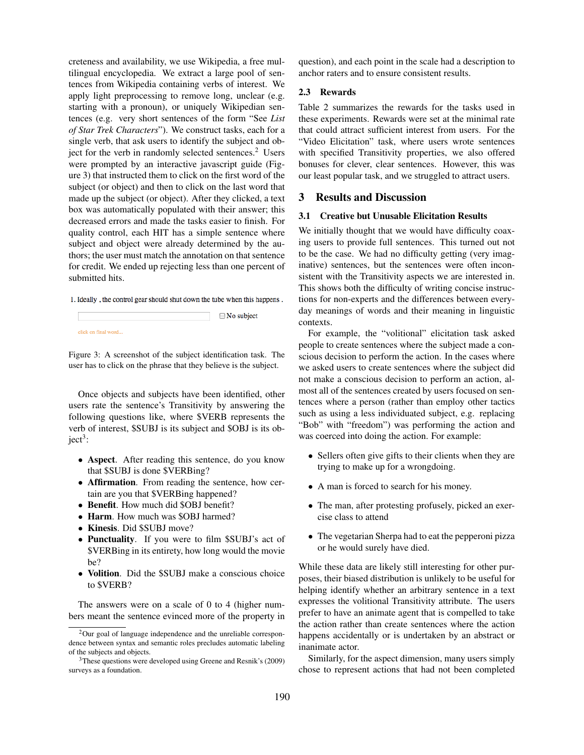creteness and availability, we use Wikipedia, a free multilingual encyclopedia. We extract a large pool of sentences from Wikipedia containing verbs of interest. We apply light preprocessing to remove long, unclear (e.g. starting with a pronoun), or uniquely Wikipedian sentences (e.g. very short sentences of the form "See *List of Star Trek Characters*"). We construct tasks, each for a single verb, that ask users to identify the subject and object for the verb in randomly selected sentences.[2] Users were prompted by an interactive javascript guide (Figure 3) that instructed them to click on the first word of the subject (or object) and then to click on the last word that made up the subject (or object). After they clicked, a text box was automatically populated with their answer; this decreased errors and made the tasks easier to finish. For quality control, each HIT has a simple sentence where subject and object were already determined by the authors; the user must match the annotation on that sentence for credit. We ended up rejecting less than one percent of submitted hits.

1. Ideally , the control gear should shut down the tube when this happens .

No subject

click on final word...

Figure 3: A screenshot of the subject identification task. The user has to click on the phrase that they believe is the subject.

Once objects and subjects have been identified, other users rate the sentence's Transitivity by answering the following questions like, where $VERB represents the verb of interest, $SUBJ is its subject and $OBJ is its object[3]:

- **Aspect**. After reading this sentence, do you know that $SUBJ is done $VERBing?
- **Affirmation**. From reading the sentence, how certain are you that $VERBing happened?
- **Benefit**. How much did $OBJ benefit?
- **Harm**. How much was $OBJ harmed?
- **Kinesis**. Did $SUBJ move?
- **Punctuality**. If you were to film $SUBJ's act of $VERBing in its entirety, how long would the movie be?
- **Volition**. Did the $SUBJ make a conscious choice to $VERB?

The answers were on a scale of 0 to 4 (higher numbers meant the sentence evinced more of the property in question), and each point in the scale had a description to anchor raters and to ensure consistent results.

### 2.3 Rewards

Table 2 summarizes the rewards for the tasks used in these experiments. Rewards were set at the minimal rate that could attract sufficient interest from users. For the "Video Elicitation" task, where users wrote sentences with specified Transitivity properties, we also offered bonuses for clever, clear sentences. However, this was our least popular task, and we struggled to attract users.

## 3 Results and Discussion

### 3.1 Creative but Unusable Elicitation Results

We initially thought that we would have difficulty coaxing users to provide full sentences. This turned out not to be the case. We had no difficulty getting (very imaginative) sentences, but the sentences were often inconsistent with the Transitivity aspects we are interested in. This shows both the difficulty of writing concise instructions for non-experts and the differences between everyday meanings of words and their meaning in linguistic contexts.

For example, the "volitional" elicitation task asked people to create sentences where the subject made a conscious decision to perform the action. In the cases where we asked users to create sentences where the subject did not make a conscious decision to perform an action, almost all of the sentences created by users focused on sentences where a person (rather than employ other tactics such as using a less individuated subject, e.g. replacing "Bob" with "freedom") was performing the action and was coerced into doing the action. For example:

- Sellers often give gifts to their clients when they are trying to make up for a wrongdoing.
- A man is forced to search for his money.
- The man, after protesting profusely, picked an exercise class to attend
- The vegetarian Sherpa had to eat the pepperoni pizza or he would surely have died.

While these data are likely still interesting for other purposes, their biased distribution is unlikely to be useful for helping identify whether an arbitrary sentence in a text expresses the volitional Transitivity attribute. The users prefer to have an animate agent that is compelled to take the action rather than create sentences where the action happens accidentally or is undertaken by an abstract or inanimate actor.

Similarly, for the aspect dimension, many users simply chose to represent actions that had not been completed

[2] Our goal of language independence and the unreliable correspondence between syntax and semantic roles precludes automatic labeling of the subjects and objects.

[3] These questions were developed using Greene and Resnik's (2009) surveys as a foundation.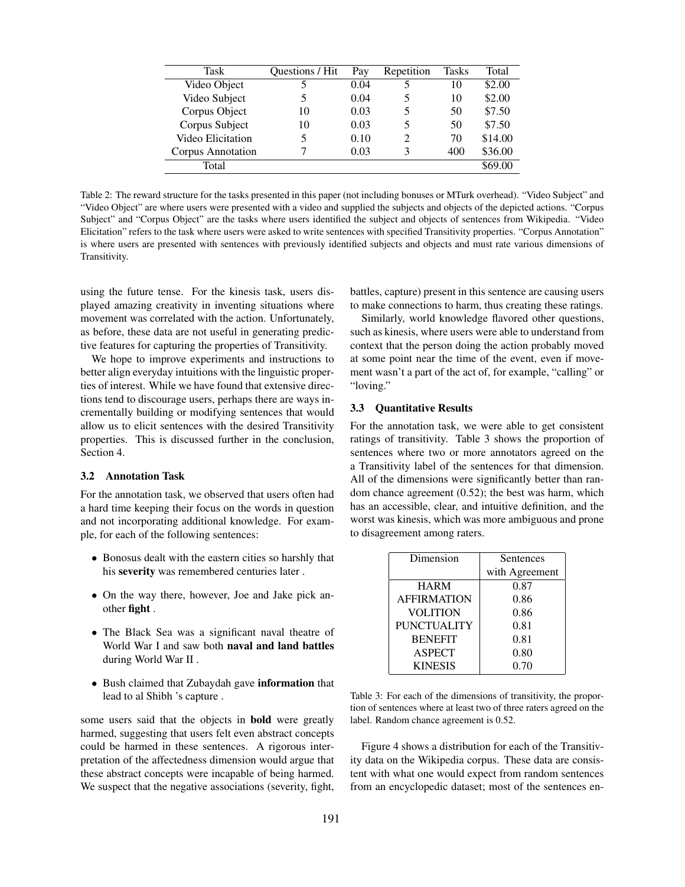| Task | Questions / Hit | Pay | Repetition | Tasks | Total |
|---|---|---|---|---|---|
| Video Object | 5 | 0.04 | 5 | 10 | $2.00 |
| Video Subject | 5 | 0.04 | 5 | 10 | $2.00 |
| Corpus Object | 10 | 0.03 | 5 | 50 | $7.50 |
| Corpus Subject | 10 | 0.03 | 5 | 50 | $7.50 |
| Video Elicitation | 5 | 0.10 | 2 | 70 | $14.00 |
| Corpus Annotation | 7 | 0.03 | 3 | 400 | $36.00 |
| Total | | | | | $69.00 |

Table 2: The reward structure for the tasks presented in this paper (not including bonuses or MTurk overhead). "Video Subject" and "Video Object" are where users were presented with a video and supplied the subjects and objects of the depicted actions. "Corpus Subject" and "Corpus Object" are the tasks where users identified the subject and objects of sentences from Wikipedia. "Video Elicitation" refers to the task where users were asked to write sentences with specified Transitivity properties. "Corpus Annotation" is where users are presented with sentences with previously identified subjects and objects and must rate various dimensions of Transitivity.

using the future tense. For the kinesis task, users displayed amazing creativity in inventing situations where movement was correlated with the action. Unfortunately, as before, these data are not useful in generating predictive features for capturing the properties of Transitivity.

We hope to improve experiments and instructions to better align everyday intuitions with the linguistic properties of interest. While we have found that extensive directions tend to discourage users, perhaps there are ways incrementally building or modifying sentences that would allow us to elicit sentences with the desired Transitivity properties. This is discussed further in the conclusion, Section 4.

### 3.2 Annotation Task

For the annotation task, we observed that users often had a hard time keeping their focus on the words in question and not incorporating additional knowledge. For example, for each of the following sentences:

- Bonosus dealt with the eastern cities so harshly that his **severity** was remembered centuries later .
- On the way there, however, Joe and Jake pick another **fight** .
- The Black Sea was a significant naval theatre of World War I and saw both **naval and land battles** during World War II .
- Bush claimed that Zubaydah gave **information** that lead to al Shibh 's capture .

some users said that the objects in **bold** were greatly harmed, suggesting that users felt even abstract concepts could be harmed in these sentences. A rigorous interpretation of the affectedness dimension would argue that these abstract concepts were incapable of being harmed. We suspect that the negative associations (severity, fight, battles, capture) present in this sentence are causing users to make connections to harm, thus creating these ratings.

Similarly, world knowledge flavored other questions, such as kinesis, where users were able to understand from context that the person doing the action probably moved at some point near the time of the event, even if movement wasn't a part of the act of, for example, "calling" or "loving."

### 3.3 Quantitative Results

For the annotation task, we were able to get consistent ratings of transitivity. Table 3 shows the proportion of sentences where two or more annotators agreed on the a Transitivity label of the sentences for that dimension. All of the dimensions were significantly better than random chance agreement (0.52); the best was harm, which has an accessible, clear, and intuitive definition, and the worst was kinesis, which was more ambiguous and prone to disagreement among raters.

| Dimension | Sentences with Agreement |
|---|---|
| HARM | 0.87 |
| AFFIRMATION | 0.86 |
| VOLITION | 0.86 |
| PUNCTUALITY | 0.81 |
| BENEFIT | 0.81 |
| ASPECT | 0.80 |
| KINESIS | 0.70 |

Table 3: For each of the dimensions of transitivity, the proportion of sentences where at least two of three raters agreed on the label. Random chance agreement is 0.52.

Figure 4 shows a distribution for each of the Transitivity data on the Wikipedia corpus. These data are consistent with what one would expect from random sentences from an encyclopedic dataset; most of the sentences en-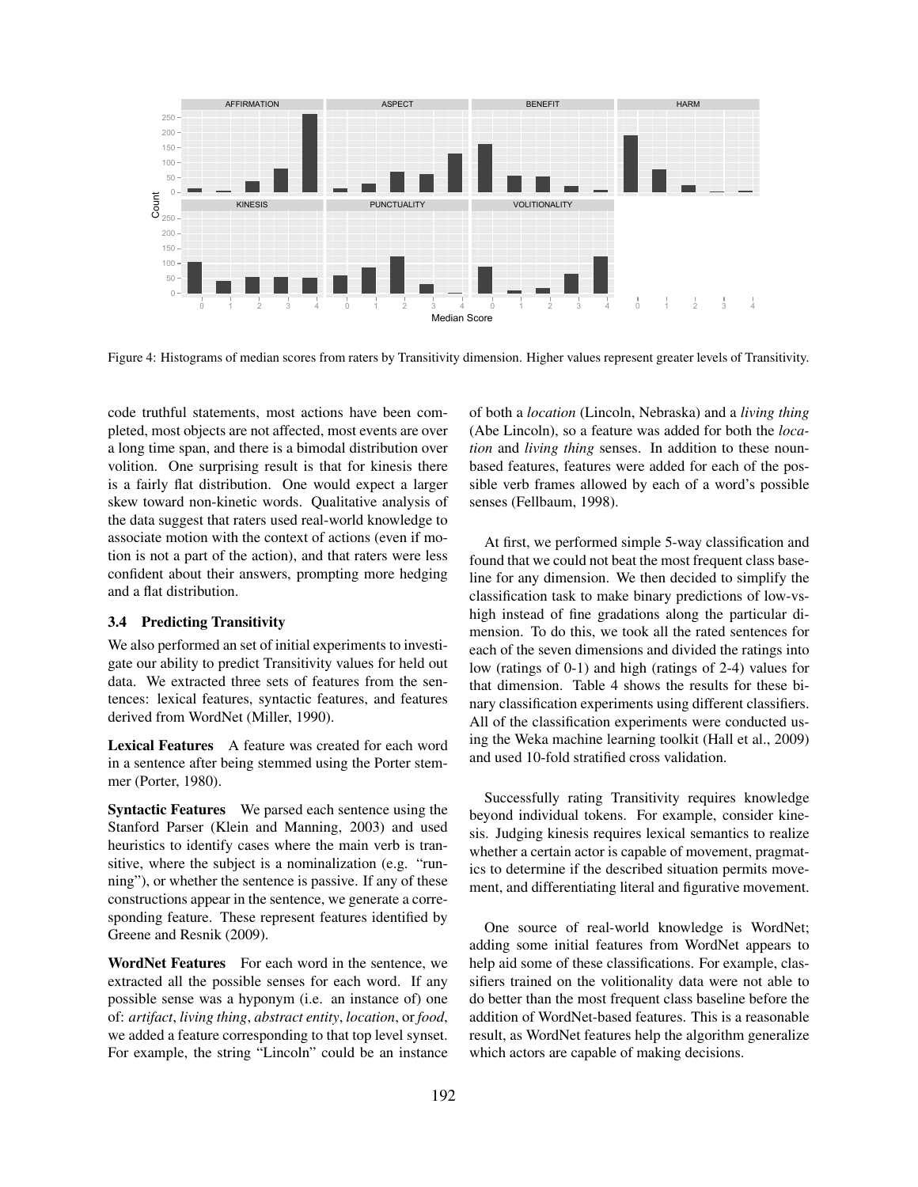Figure 4: Histograms of median scores from raters by Transitivity dimension. Higher values represent greater levels of Transitivity.

code truthful statements, most actions have been completed, most objects are not affected, most events are over a long time span, and there is a bimodal distribution over volition. One surprising result is that for kinesis there is a fairly flat distribution. One would expect a larger skew toward non-kinetic words. Qualitative analysis of the data suggest that raters used real-world knowledge to associate motion with the context of actions (even if motion is not a part of the action), and that raters were less confident about their answers, prompting more hedging and a flat distribution.

### 3.4 Predicting Transitivity

We also performed an set of initial experiments to investigate our ability to predict Transitivity values for held out data. We extracted three sets of features from the sentences: lexical features, syntactic features, and features derived from WordNet (Miller, 1990).

**Lexical Features** A feature was created for each word in a sentence after being stemmed using the Porter stemmer (Porter, 1980).

**Syntactic Features** We parsed each sentence using the Stanford Parser (Klein and Manning, 2003) and used heuristics to identify cases where the main verb is transitive, where the subject is a nominalization (e.g. "running"), or whether the sentence is passive. If any of these constructions appear in the sentence, we generate a corresponding feature. These represent features identified by Greene and Resnik (2009).

**WordNet Features** For each word in the sentence, we extracted all the possible senses for each word. If any possible sense was a hyponym (i.e. an instance of) one of: *artifact*, *living thing*, *abstract entity*, *location*, or *food*, we added a feature corresponding to that top level synset. For example, the string "Lincoln" could be an instance of both a *location* (Lincoln, Nebraska) and a *living thing* (Abe Lincoln), so a feature was added for both the *location* and *living thing* senses. In addition to these noun-based features, features were added for each of the possible verb frames allowed by each of a word's possible senses (Fellbaum, 1998).

At first, we performed simple 5-way classification and found that we could not beat the most frequent class baseline for any dimension. We then decided to simplify the classification task to make binary predictions of low-vs-high instead of fine gradations along the particular dimension. To do this, we took all the rated sentences for each of the seven dimensions and divided the ratings into low (ratings of 0-1) and high (ratings of 2-4) values for that dimension. Table 4 shows the results for these binary classification experiments using different classifiers. All of the classification experiments were conducted using the Weka machine learning toolkit (Hall et al., 2009) and used 10-fold stratified cross validation.

Successfully rating Transitivity requires knowledge beyond individual tokens. For example, consider kinesis. Judging kinesis requires lexical semantics to realize whether a certain actor is capable of movement, pragmatics to determine if the described situation permits movement, and differentiating literal and figurative movement.

One source of real-world knowledge is WordNet; adding some initial features from WordNet appears to help aid some of these classifications. For example, classifiers trained on the volitionality data were not able to do better than the most frequent class baseline before the addition of WordNet-based features. This is a reasonable result, as WordNet features help the algorithm generalize which actors are capable of making decisions.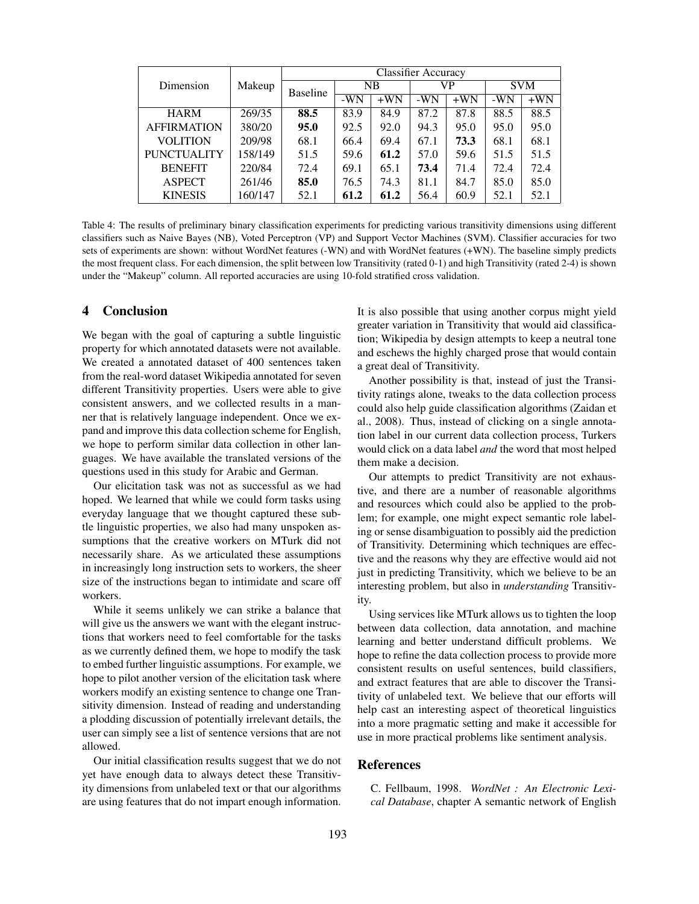| Dimension | Makeup | Classifier Accuracy | | | | | | |
|---|---|---|---|---|---|---|---|---|
| | | Baseline | NB | | VP | | SVM | |
| | | | -WN | +WN | -WN | +WN | -WN | +WN |
| HARM | 269/35 | **88.5** | 83.9 | 84.9 | 87.2 | 87.8 | 88.5 | 88.5 |
| AFFIRMATION | 380/20 | **95.0** | 92.5 | 92.0 | 94.3 | 95.0 | 95.0 | 95.0 |
| VOLITION | 209/98 | 68.1 | 66.4 | 69.4 | 67.1 | **73.3** | 68.1 | 68.1 |
| PUNCTUALITY | 158/149 | 51.5 | 59.6 | **61.2** | 57.0 | 59.6 | 51.5 | 51.5 |
| BENEFIT | 220/84 | 72.4 | 69.1 | 65.1 | **73.4** | 71.4 | 72.4 | 72.4 |
| ASPECT | 261/46 | **85.0** | 76.5 | 74.3 | 81.1 | 84.7 | 85.0 | 85.0 |
| KINESIS | 160/147 | 52.1 | **61.2** | **61.2** | 56.4 | 60.9 | 52.1 | 52.1 |

Table 4: The results of preliminary binary classification experiments for predicting various transitivity dimensions using different classifiers such as Naive Bayes (NB), Voted Perceptron (VP) and Support Vector Machines (SVM). Classifier accuracies for two sets of experiments are shown: without WordNet features (-WN) and with WordNet features (+WN). The baseline simply predicts the most frequent class. For each dimension, the split between low Transitivity (rated 0-1) and high Transitivity (rated 2-4) is shown under the "Makeup" column. All reported accuracies are using 10-fold stratified cross validation.

## 4 Conclusion

We began with the goal of capturing a subtle linguistic property for which annotated datasets were not available. We created a annotated dataset of 400 sentences taken from the real-word dataset Wikipedia annotated for seven different Transitivity properties. Users were able to give consistent answers, and we collected results in a manner that is relatively language independent. Once we expand and improve this data collection scheme for English, we hope to perform similar data collection in other languages. We have available the translated versions of the questions used in this study for Arabic and German.

Our elicitation task was not as successful as we had hoped. We learned that while we could form tasks using everyday language that we thought captured these subtle linguistic properties, we also had many unspoken assumptions that the creative workers on MTurk did not necessarily share. As we articulated these assumptions in increasingly long instruction sets to workers, the sheer size of the instructions began to intimidate and scare off workers.

While it seems unlikely we can strike a balance that will give us the answers we want with the elegant instructions that workers need to feel comfortable for the tasks as we currently defined them, we hope to modify the task to embed further linguistic assumptions. For example, we hope to pilot another version of the elicitation task where workers modify an existing sentence to change one Transitivity dimension. Instead of reading and understanding a plodding discussion of potentially irrelevant details, the user can simply see a list of sentence versions that are not allowed.

Our initial classification results suggest that we do not yet have enough data to always detect these Transitivity dimensions from unlabeled text or that our algorithms are using features that do not impart enough information. It is also possible that using another corpus might yield greater variation in Transitivity that would aid classification; Wikipedia by design attempts to keep a neutral tone and eschews the highly charged prose that would contain a great deal of Transitivity.

Another possibility is that, instead of just the Transitivity ratings alone, tweaks to the data collection process could also help guide classification algorithms (Zaidan et al., 2008). Thus, instead of clicking on a single annotation label in our current data collection process, Turkers would click on a data label *and* the word that most helped them make a decision.

Our attempts to predict Transitivity are not exhaustive, and there are a number of reasonable algorithms and resources which could also be applied to the problem; for example, one might expect semantic role labeling or sense disambiguation to possibly aid the prediction of Transitivity. Determining which techniques are effective and the reasons why they are effective would aid not just in predicting Transitivity, which we believe to be an interesting problem, but also in *understanding* Transitivity.

Using services like MTurk allows us to tighten the loop between data collection, data annotation, and machine learning and better understand difficult problems. We hope to refine the data collection process to provide more consistent results on useful sentences, build classifiers, and extract features that are able to discover the Transitivity of unlabeled text. We believe that our efforts will help cast an interesting aspect of theoretical linguistics into a more pragmatic setting and make it accessible for use in more practical problems like sentiment analysis.

## References

C. Fellbaum, 1998. *WordNet : An Electronic Lexical Database*, chapter A semantic network of English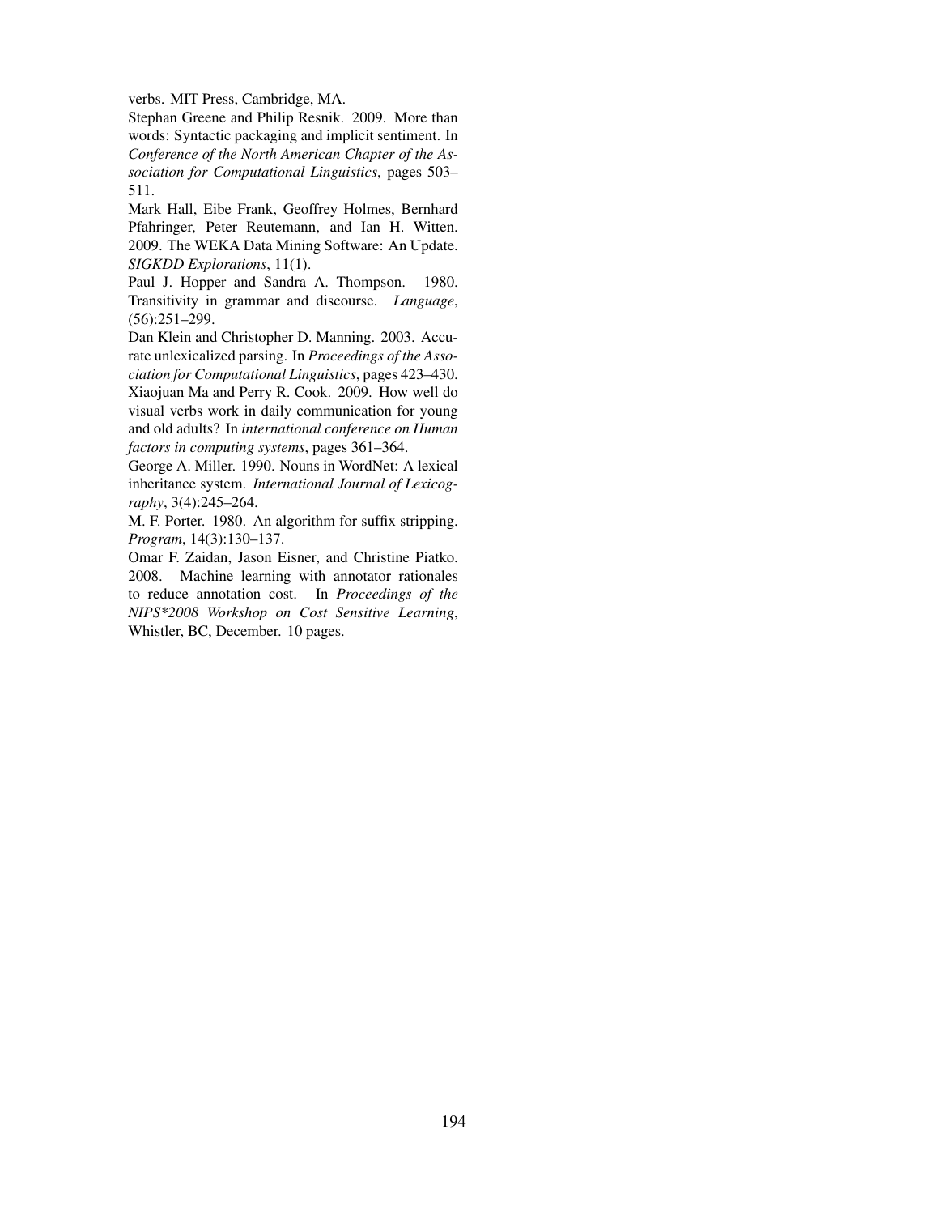verbs. MIT Press, Cambridge, MA.

Stephan Greene and Philip Resnik. 2009. More than words: Syntactic packaging and implicit sentiment. In *Conference of the North American Chapter of the Association for Computational Linguistics*, pages 503–511.

Mark Hall, Eibe Frank, Geoffrey Holmes, Bernhard Pfahringer, Peter Reutemann, and Ian H. Witten. 2009. The WEKA Data Mining Software: An Update. *SIGKDD Explorations*, 11(1).

Paul J. Hopper and Sandra A. Thompson. 1980. Transitivity in grammar and discourse. *Language*, (56):251–299.

Dan Klein and Christopher D. Manning. 2003. Accurate unlexicalized parsing. In *Proceedings of the Association for Computational Linguistics*, pages 423–430.

Xiaojuan Ma and Perry R. Cook. 2009. How well do visual verbs work in daily communication for young and old adults? In *international conference on Human factors in computing systems*, pages 361–364.

George A. Miller. 1990. Nouns in WordNet: A lexical inheritance system. *International Journal of Lexicography*, 3(4):245–264.

M. F. Porter. 1980. An algorithm for suffix stripping. *Program*, 14(3):130–137.

Omar F. Zaidan, Jason Eisner, and Christine Piatko. 2008. Machine learning with annotator rationales to reduce annotation cost. In *Proceedings of the NIPS*2008 Workshop on Cost Sensitive Learning*, Whistler, BC, December. 10 pages.